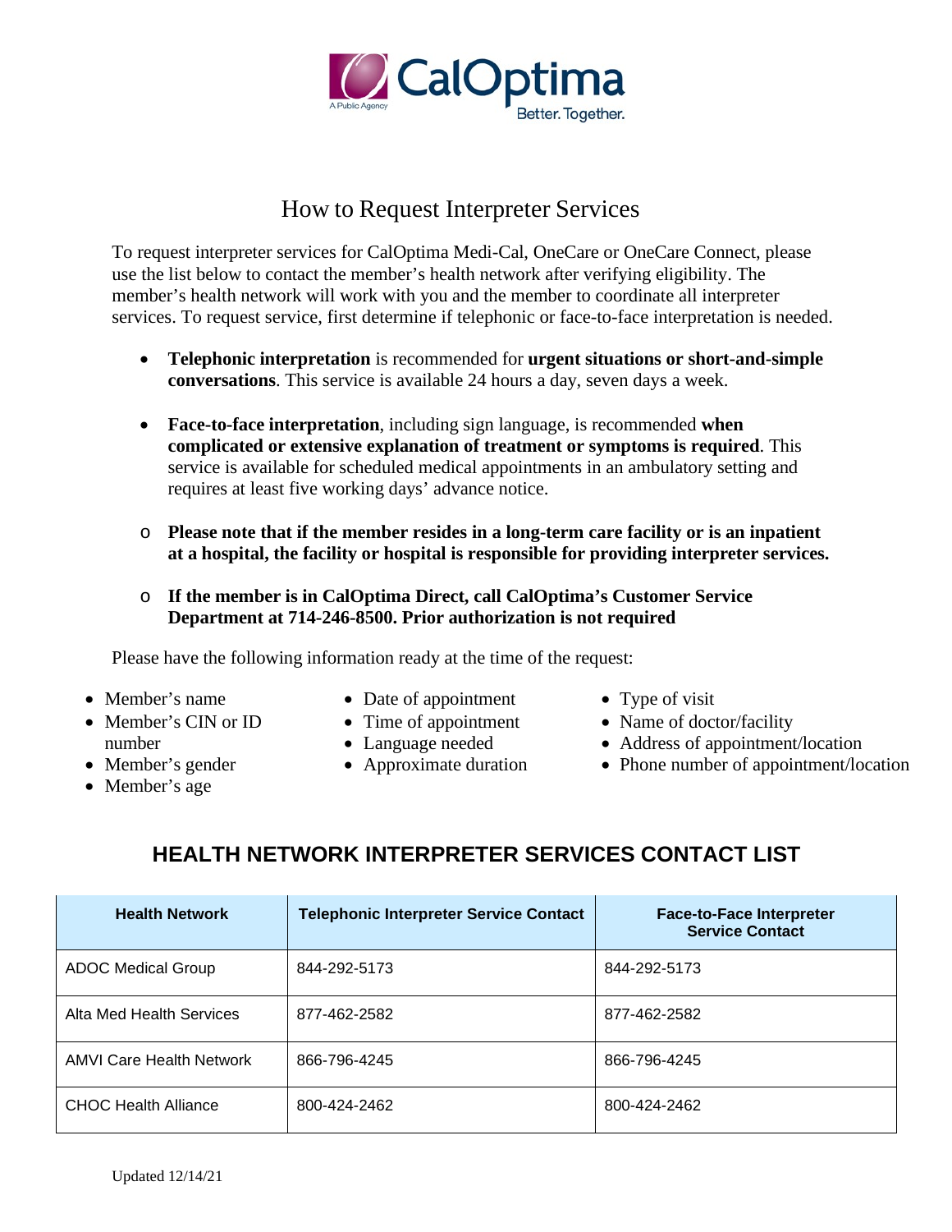CalOptima

A Public Agency

Better. Together.

# How to Request Interpreter Services

To request interpreter services for CalOptima Medi-Cal, OneCare or OneCare Connect, please use the list below to contact the member's health network after verifying eligibility. The member's health network will work with you and the member to coordinate all interpreter services. To request service, first determine if telephonic or face-to-face interpretation is needed.

- **Telephonic interpretation** is recommended for **urgent situations or short-and-simple conversations**. This service is available 24 hours a day, seven days a week.

- **Face-to-face interpretation**, including sign language, is recommended **when complicated or extensive explanation of treatment or symptoms is required**. This service is available for scheduled medical appointments in an ambulatory setting and requires at least five working days' advance notice.

  - **Please note that if the member resides in a long-term care facility or is an inpatient at a hospital, the facility or hospital is responsible for providing interpreter services.**

  - **If the member is in CalOptima Direct, call CalOptima's Customer Service Department at 714-246-8500. Prior authorization is not required**

Please have the following information ready at the time of the request:

- Member's name
- Member's CIN or ID number
- Member's gender
- Member's age
- Date of appointment
- Time of appointment
- Language needed
- Approximate duration
- Type of visit
- Name of doctor/facility
- Address of appointment/location
- Phone number of appointment/location

## HEALTH NETWORK INTERPRETER SERVICES CONTACT LIST

| Health Network | Telephonic Interpreter Service Contact | Face-to-Face Interpreter Service Contact |
|---|---|---|
| ADOC Medical Group | 844-292-5173 | 844-292-5173 |
| Alta Med Health Services | 877-462-2582 | 877-462-2582 |
| AMVI Care Health Network | 866-796-4245 | 866-796-4245 |
| CHOC Health Alliance | 800-424-2462 | 800-424-2462 |

Updated 12/14/21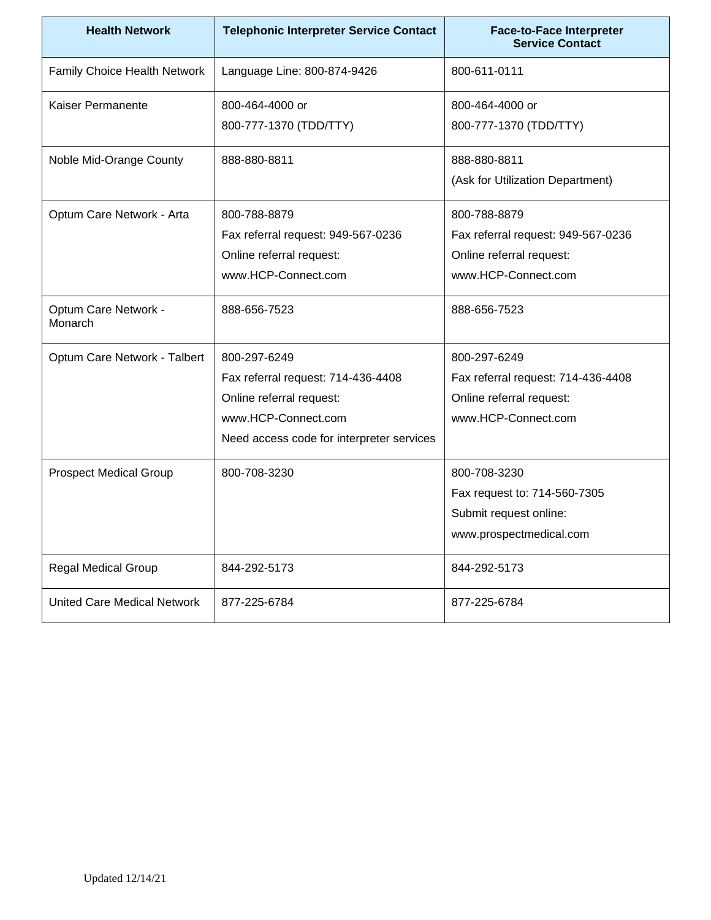| Health Network | Telephonic Interpreter Service Contact | Face-to-Face Interpreter Service Contact |
|---|---|---|
| Family Choice Health Network | Language Line: 800-874-9426 | 800-611-0111 |
| Kaiser Permanente | 800-464-4000 or<br>800-777-1370 (TDD/TTY) | 800-464-4000 or<br>800-777-1370 (TDD/TTY) |
| Noble Mid-Orange County | 888-880-8811 | 888-880-8811<br>(Ask for Utilization Department) |
| Optum Care Network - Arta | 800-788-8879<br>Fax referral request: 949-567-0236<br>Online referral request:<br>www.HCP-Connect.com | 800-788-8879<br>Fax referral request: 949-567-0236<br>Online referral request:<br>www.HCP-Connect.com |
| Optum Care Network - Monarch | 888-656-7523 | 888-656-7523 |
| Optum Care Network - Talbert | 800-297-6249<br>Fax referral request: 714-436-4408<br>Online referral request:<br>www.HCP-Connect.com<br>Need access code for interpreter services | 800-297-6249<br>Fax referral request: 714-436-4408<br>Online referral request:<br>www.HCP-Connect.com |
| Prospect Medical Group | 800-708-3230 | 800-708-3230<br>Fax request to: 714-560-7305<br>Submit request online:<br>www.prospectmedical.com |
| Regal Medical Group | 844-292-5173 | 844-292-5173 |
| United Care Medical Network | 877-225-6784 | 877-225-6784 |

Updated 12/14/21